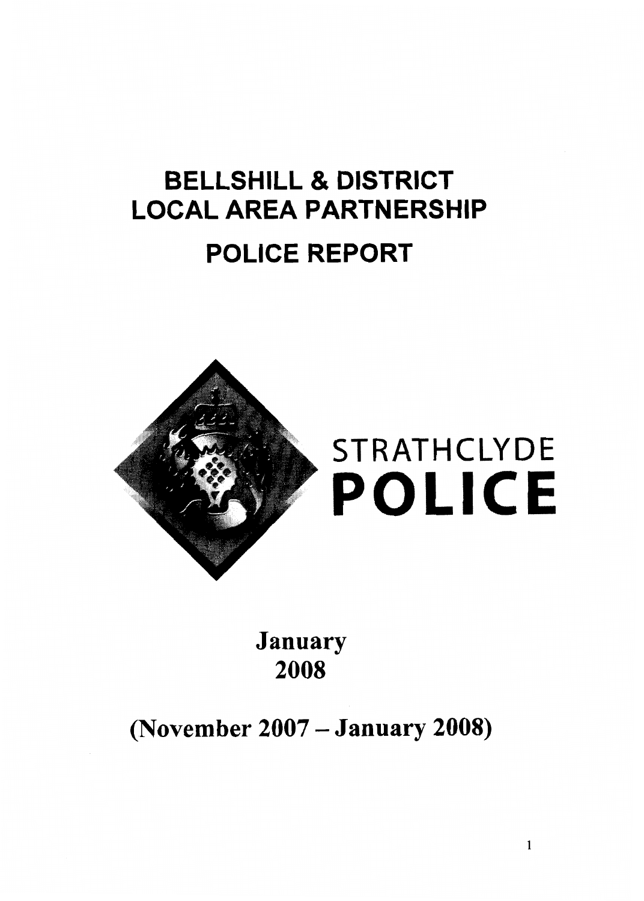# BELLSHILL & DISTRICT LOCAL AREA PARTNERSHIP

# POLICE REPORT

STRATHCLYDE **POLICE**

**January 2008**

**(November 2007 – January 2008)**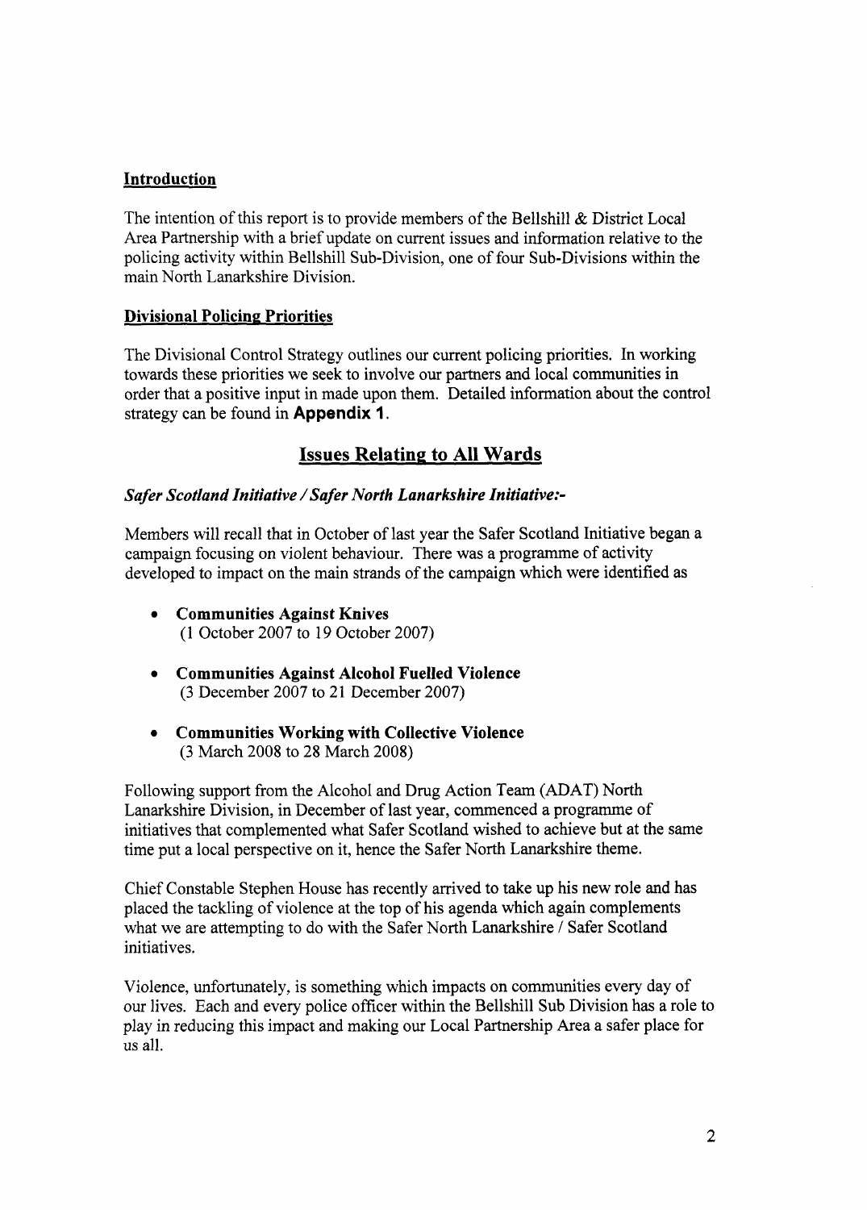## Introduction

The intention of this report is to provide members of the Bellshill & District Local Area Partnership with a brief update on current issues and information relative to the policing activity within Bellshill Sub-Division, one of four Sub-Divisions within the main North Lanarkshire Division.

## Divisional Policing Priorities

The Divisional Control Strategy outlines our current policing priorities. In working towards these priorities we seek to involve our partners and local communities in order that a positive input in made upon them. Detailed information about the control strategy can be found in **Appendix 1**.

# Issues Relating to All Wards

### *Safer Scotland Initiative / Safer North Lanarkshire Initiative:-*

Members will recall that in October of last year the Safer Scotland Initiative began a campaign focusing on violent behaviour. There was a programme of activity developed to impact on the main strands of the campaign which were identified as

- **Communities Against Knives**
  (1 October 2007 to 19 October 2007)
- **Communities Against Alcohol Fuelled Violence**
  (3 December 2007 to 21 December 2007)
- **Communities Working with Collective Violence**
  (3 March 2008 to 28 March 2008)

Following support from the Alcohol and Drug Action Team (ADAT) North Lanarkshire Division, in December of last year, commenced a programme of initiatives that complemented what Safer Scotland wished to achieve but at the same time put a local perspective on it, hence the Safer North Lanarkshire theme.

Chief Constable Stephen House has recently arrived to take up his new role and has placed the tackling of violence at the top of his agenda which again complements what we are attempting to do with the Safer North Lanarkshire / Safer Scotland initiatives.

Violence, unfortunately, is something which impacts on communities every day of our lives. Each and every police officer within the Bellshill Sub Division has a role to play in reducing this impact and making our Local Partnership Area a safer place for us all.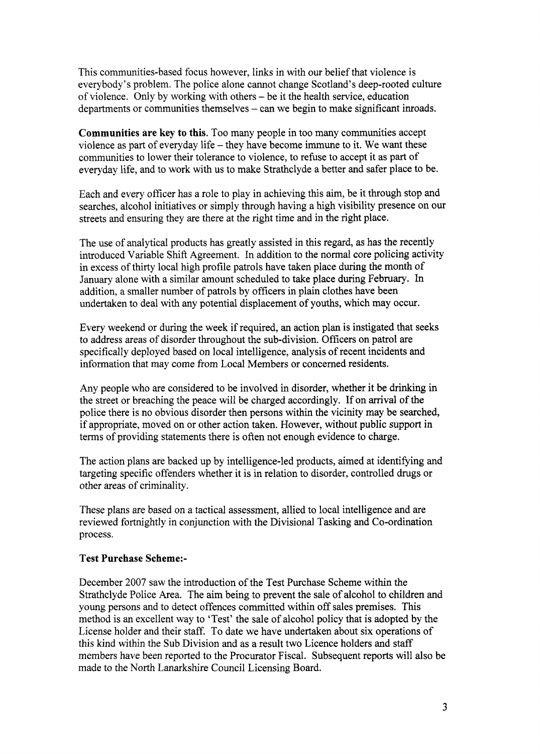This communities-based focus however, links in with our belief that violence is everybody's problem. The police alone cannot change Scotland's deep-rooted culture of violence. Only by working with others – be it the health service, education departments or communities themselves – can we begin to make significant inroads.

**Communities are key to this.** Too many people in too many communities accept violence as part of everyday life – they have become immune to it. We want these communities to lower their tolerance to violence, to refuse to accept it as part of everyday life, and to work with us to make Strathclyde a better and safer place to be.

Each and every officer has a role to play in achieving this aim, be it through stop and searches, alcohol initiatives or simply through having a high visibility presence on our streets and ensuring they are there at the right time and in the right place.

The use of analytical products has greatly assisted in this regard, as has the recently introduced Variable Shift Agreement. In addition to the normal core policing activity in excess of thirty local high profile patrols have taken place during the month of January alone with a similar amount scheduled to take place during February. In addition, a smaller number of patrols by officers in plain clothes have been undertaken to deal with any potential displacement of youths, which may occur.

Every weekend or during the week if required, an action plan is instigated that seeks to address areas of disorder throughout the sub-division. Officers on patrol are specifically deployed based on local intelligence, analysis of recent incidents and information that may come from Local Members or concerned residents.

Any people who are considered to be involved in disorder, whether it be drinking in the street or breaching the peace will be charged accordingly. If on arrival of the police there is no obvious disorder then persons within the vicinity may be searched, if appropriate, moved on or other action taken. However, without public support in terms of providing statements there is often not enough evidence to charge.

The action plans are backed up by intelligence-led products, aimed at identifying and targeting specific offenders whether it is in relation to disorder, controlled drugs or other areas of criminality.

These plans are based on a tactical assessment, allied to local intelligence and are reviewed fortnightly in conjunction with the Divisional Tasking and Co-ordination process.

**Test Purchase Scheme:-**

December 2007 saw the introduction of the Test Purchase Scheme within the Strathclyde Police Area. The aim being to prevent the sale of alcohol to children and young persons and to detect offences committed within off sales premises. This method is an excellent way to 'Test' the sale of alcohol policy that is adopted by the License holder and their staff. To date we have undertaken about six operations of this kind within the Sub Division and as a result two Licence holders and staff members have been reported to the Procurator Fiscal. Subsequent reports will also be made to the North Lanarkshire Council Licensing Board.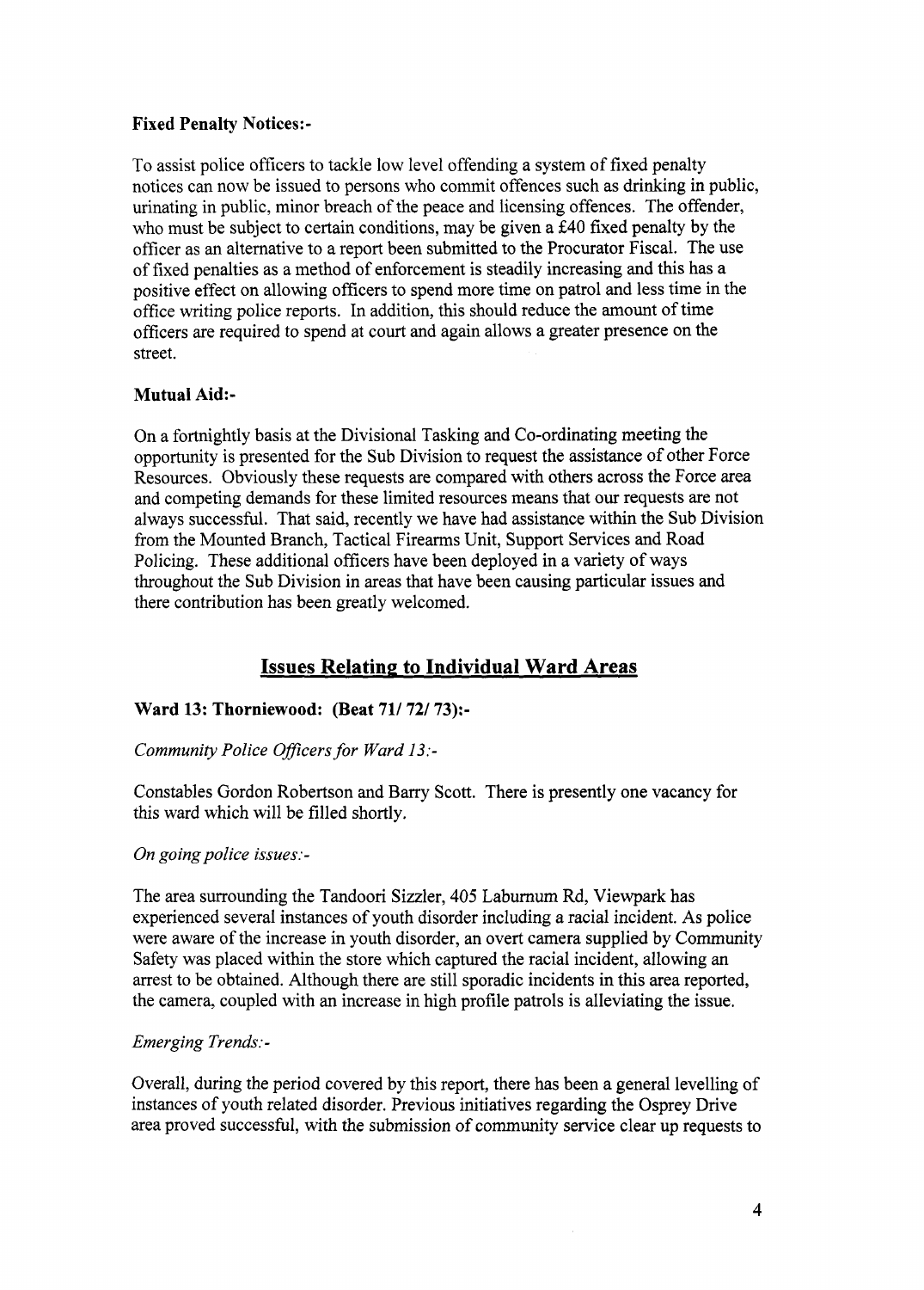**Fixed Penalty Notices:-**

To assist police officers to tackle low level offending a system of fixed penalty notices can now be issued to persons who commit offences such as drinking in public, urinating in public, minor breach of the peace and licensing offences. The offender, who must be subject to certain conditions, may be given a £40 fixed penalty by the officer as an alternative to a report been submitted to the Procurator Fiscal. The use of fixed penalties as a method of enforcement is steadily increasing and this has a positive effect on allowing officers to spend more time on patrol and less time in the office writing police reports. In addition, this should reduce the amount of time officers are required to spend at court and again allows a greater presence on the street.

**Mutual Aid:-**

On a fortnightly basis at the Divisional Tasking and Co-ordinating meeting the opportunity is presented for the Sub Division to request the assistance of other Force Resources. Obviously these requests are compared with others across the Force area and competing demands for these limited resources means that our requests are not always successful. That said, recently we have had assistance within the Sub Division from the Mounted Branch, Tactical Firearms Unit, Support Services and Road Policing. These additional officers have been deployed in a variety of ways throughout the Sub Division in areas that have been causing particular issues and there contribution has been greatly welcomed.

## Issues Relating to Individual Ward Areas

**Ward 13: Thorniewood: (Beat 71/ 72/ 73):-**

*Community Police Officers for Ward 13:-*

Constables Gordon Robertson and Barry Scott. There is presently one vacancy for this ward which will be filled shortly.

*On going police issues:-*

The area surrounding the Tandoori Sizzler, 405 Laburnum Rd, Viewpark has experienced several instances of youth disorder including a racial incident. As police were aware of the increase in youth disorder, an overt camera supplied by Community Safety was placed within the store which captured the racial incident, allowing an arrest to be obtained. Although there are still sporadic incidents in this area reported, the camera, coupled with an increase in high profile patrols is alleviating the issue.

*Emerging Trends:-*

Overall, during the period covered by this report, there has been a general levelling of instances of youth related disorder. Previous initiatives regarding the Osprey Drive area proved successful, with the submission of community service clear up requests to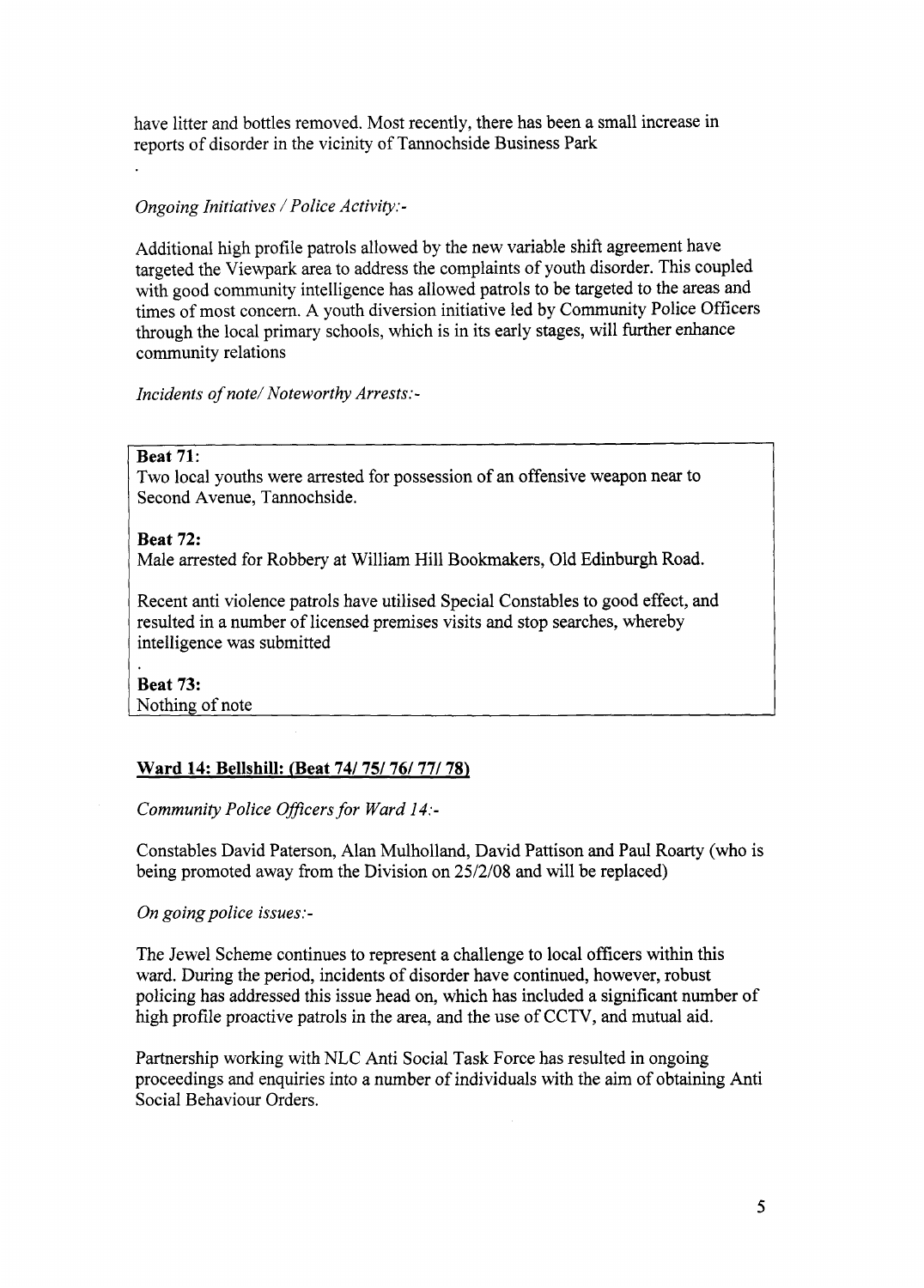have litter and bottles removed. Most recently, there has been a small increase in reports of disorder in the vicinity of Tannochside Business Park

.

*Ongoing Initiatives / Police Activity:-*

Additional high profile patrols allowed by the new variable shift agreement have targeted the Viewpark area to address the complaints of youth disorder. This coupled with good community intelligence has allowed patrols to be targeted to the areas and times of most concern. A youth diversion initiative led by Community Police Officers through the local primary schools, which is in its early stages, will further enhance community relations

*Incidents of note/ Noteworthy Arrests:-*

**Beat 71**:
Two local youths were arrested for possession of an offensive weapon near to Second Avenue, Tannochside.

**Beat 72:**
Male arrested for Robbery at William Hill Bookmakers, Old Edinburgh Road.

Recent anti violence patrols have utilised Special Constables to good effect, and resulted in a number of licensed premises visits and stop searches, whereby intelligence was submitted

.

**Beat 73:**
Nothing of note

## Ward 14: Bellshill: (Beat 74/ 75/ 76/ 77/ 78)

*Community Police Officers for Ward 14:-*

Constables David Paterson, Alan Mulholland, David Pattison and Paul Roarty (who is being promoted away from the Division on 25/2/08 and will be replaced)

*On going police issues:-*

The Jewel Scheme continues to represent a challenge to local officers within this ward. During the period, incidents of disorder have continued, however, robust policing has addressed this issue head on, which has included a significant number of high profile proactive patrols in the area, and the use of CCTV, and mutual aid.

Partnership working with NLC Anti Social Task Force has resulted in ongoing proceedings and enquiries into a number of individuals with the aim of obtaining Anti Social Behaviour Orders.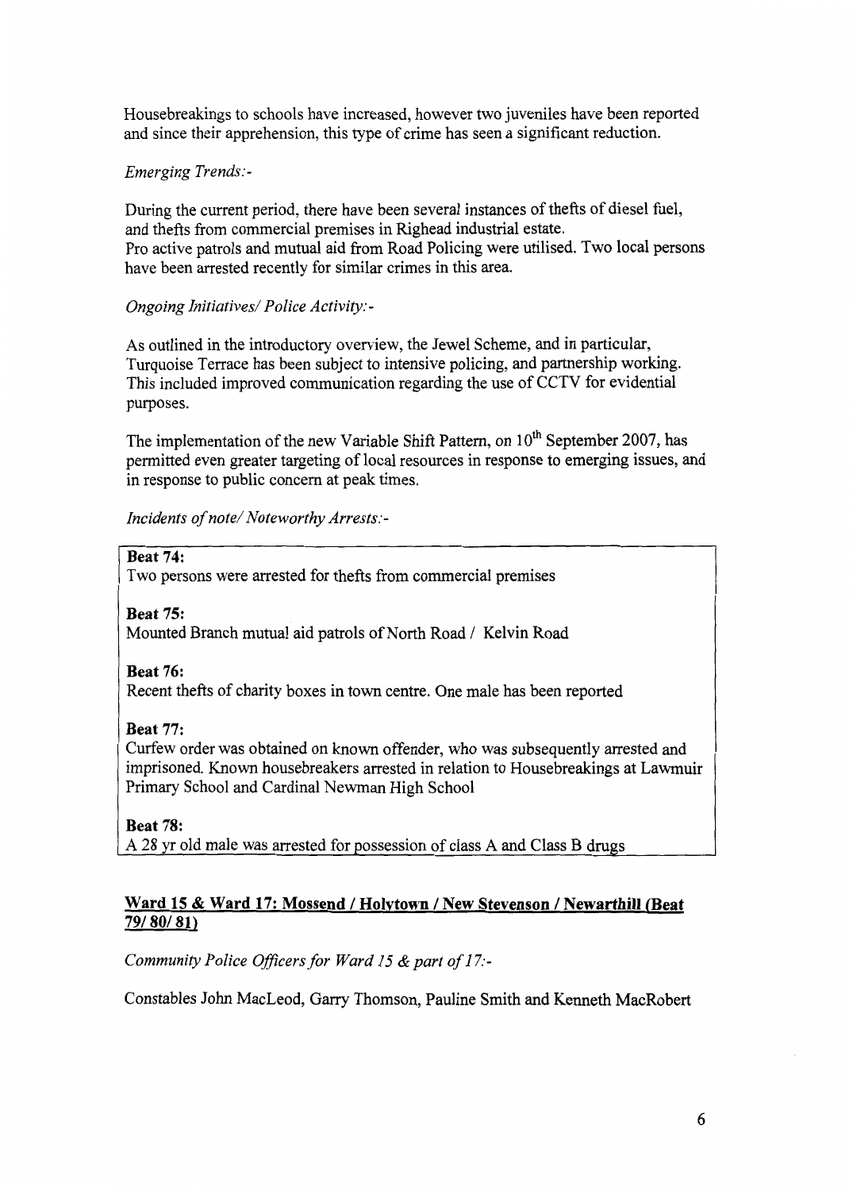Housebreakings to schools have increased, however two juveniles have been reported and since their apprehension, this type of crime has seen a significant reduction.

*Emerging Trends:-*

During the current period, there have been several instances of thefts of diesel fuel, and thefts from commercial premises in Righead industrial estate.
Pro active patrols and mutual aid from Road Policing were utilised. Two local persons have been arrested recently for similar crimes in this area.

*Ongoing Initiatives/ Police Activity:-*

As outlined in the introductory overview, the Jewel Scheme, and in particular, Turquoise Terrace has been subject to intensive policing, and partnership working. This included improved communication regarding the use of CCTV for evidential purposes.

The implementation of the new Variable Shift Pattern, on 10th September 2007, has permitted even greater targeting of local resources in response to emerging issues, and in response to public concern at peak times.

*Incidents of note/ Noteworthy Arrests:-*

**Beat 74:**
Two persons were arrested for thefts from commercial premises

**Beat 75:**
Mounted Branch mutual aid patrols of North Road / Kelvin Road

**Beat 76:**
Recent thefts of charity boxes in town centre. One male has been reported

**Beat 77:**
Curfew order was obtained on known offender, who was subsequently arrested and imprisoned. Known housebreakers arrested in relation to Housebreakings at Lawmuir Primary School and Cardinal Newman High School

**Beat 78:**
A 28 yr old male was arrested for possession of class A and Class B drugs

## Ward 15 & Ward 17: Mossend / Holytown / New Stevenson / Newarthill (Beat 79/ 80/ 81)

*Community Police Officers for Ward 15 & part of 17:-*

Constables John MacLeod, Garry Thomson, Pauline Smith and Kenneth MacRobert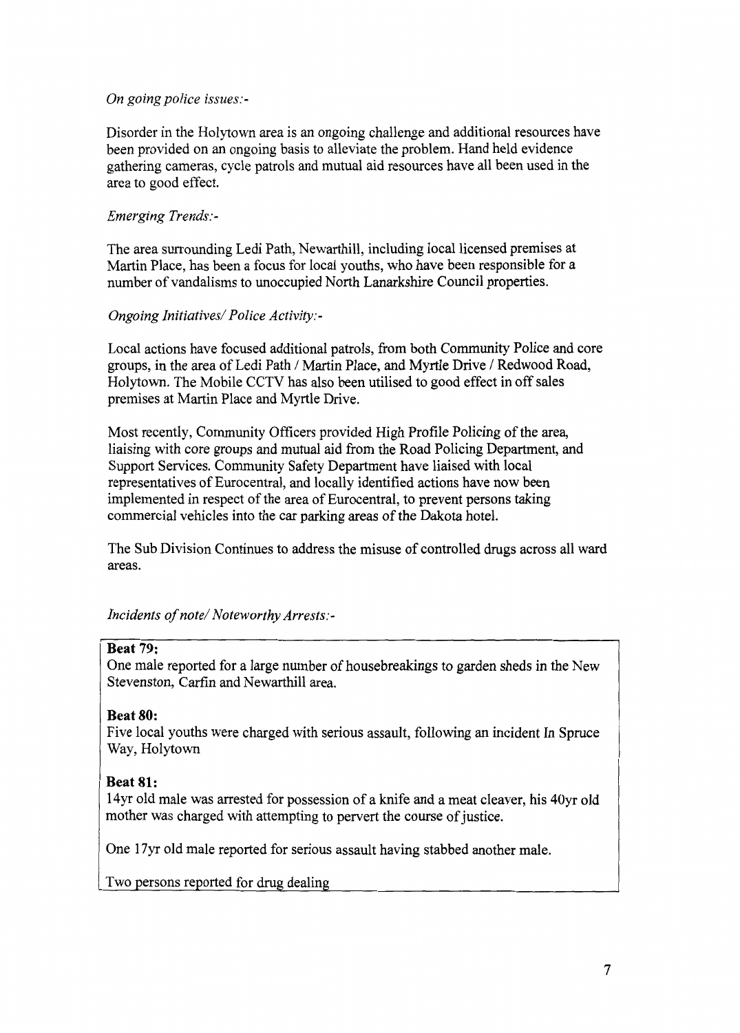*On going police issues:-*

Disorder in the Holytown area is an ongoing challenge and additional resources have been provided on an ongoing basis to alleviate the problem. Hand held evidence gathering cameras, cycle patrols and mutual aid resources have all been used in the area to good effect.

*Emerging Trends:-*

The area surrounding Ledi Path, Newarthill, including local licensed premises at Martin Place, has been a focus for local youths, who have been responsible for a number of vandalisms to unoccupied North Lanarkshire Council properties.

*Ongoing Initiatives/ Police Activity:-*

Local actions have focused additional patrols, from both Community Police and core groups, in the area of Ledi Path / Martin Place, and Myrtle Drive / Redwood Road, Holytown. The Mobile CCTV has also been utilised to good effect in off sales premises at Martin Place and Myrtle Drive.

Most recently, Community Officers provided High Profile Policing of the area, liaising with core groups and mutual aid from the Road Policing Department, and Support Services. Community Safety Department have liaised with local representatives of Eurocentral, and locally identified actions have now been implemented in respect of the area of Eurocentral, to prevent persons taking commercial vehicles into the car parking areas of the Dakota hotel.

The Sub Division Continues to address the misuse of controlled drugs across all ward areas.

*Incidents of note/ Noteworthy Arrests:-*

**Beat 79:**
One male reported for a large number of housebreakings to garden sheds in the New Stevenston, Carfin and Newarthill area.

**Beat 80:**
Five local youths were charged with serious assault, following an incident In Spruce Way, Holytown

**Beat 81:**
14yr old male was arrested for possession of a knife and a meat cleaver, his 40yr old mother was charged with attempting to pervert the course of justice.

One 17yr old male reported for serious assault having stabbed another male.

Two persons reported for drug dealing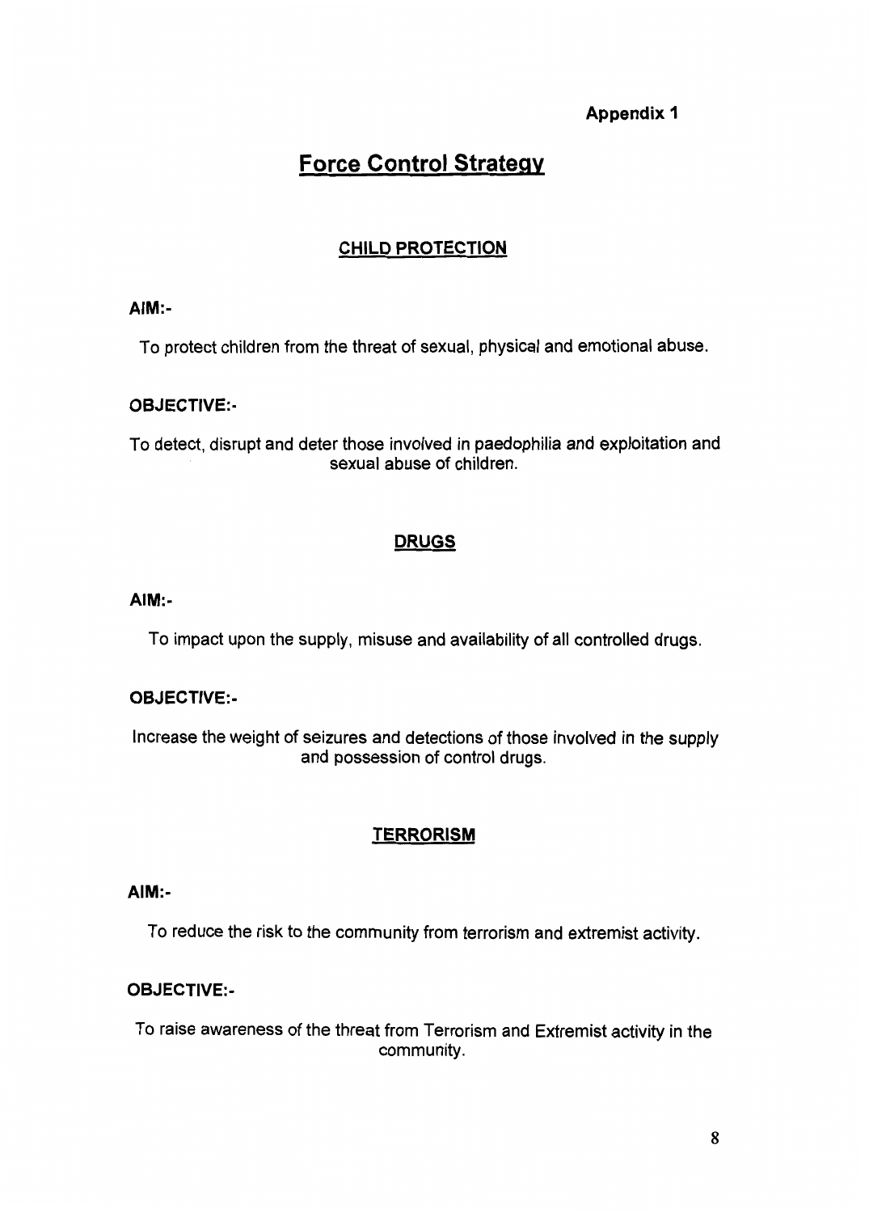**Appendix 1**

# Force Control Strategy

## CHILD PROTECTION

**AIM:-**

To protect children from the threat of sexual, physical and emotional abuse.

**OBJECTIVE:-**

To detect, disrupt and deter those involved in paedophilia and exploitation and sexual abuse of children.

## DRUGS

**AIM:-**

To impact upon the supply, misuse and availability of all controlled drugs.

**OBJECTIVE:-**

Increase the weight of seizures and detections of those involved in the supply and possession of control drugs.

## TERRORISM

**AIM:-**

To reduce the risk to the community from terrorism and extremist activity.

**OBJECTIVE:-**

To raise awareness of the threat from Terrorism and Extremist activity in the community.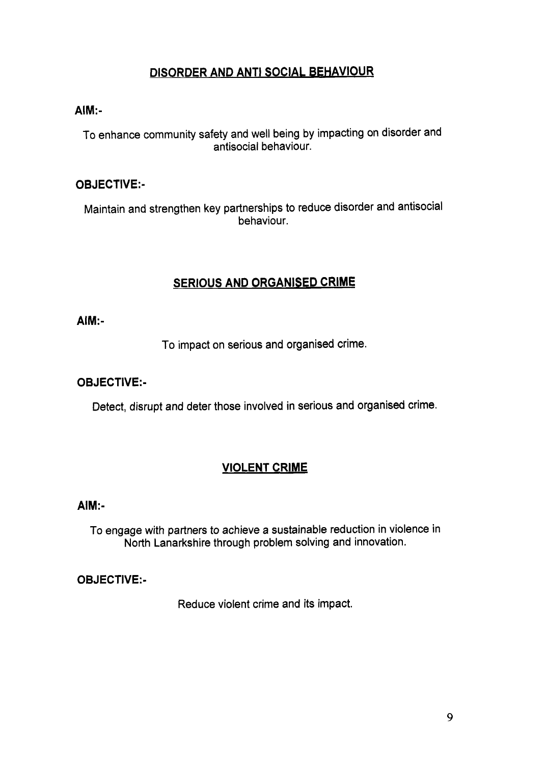## DISORDER AND ANTI SOCIAL BEHAVIOUR

**AIM:-**

To enhance community safety and well being by impacting on disorder and antisocial behaviour.

**OBJECTIVE:-**

Maintain and strengthen key partnerships to reduce disorder and antisocial behaviour.

## SERIOUS AND ORGANISED CRIME

**AIM:-**

To impact on serious and organised crime.

**OBJECTIVE:-**

Detect, disrupt and deter those involved in serious and organised crime.

## VIOLENT CRIME

**AIM:-**

To engage with partners to achieve a sustainable reduction in violence in North Lanarkshire through problem solving and innovation.

**OBJECTIVE:-**

Reduce violent crime and its impact.